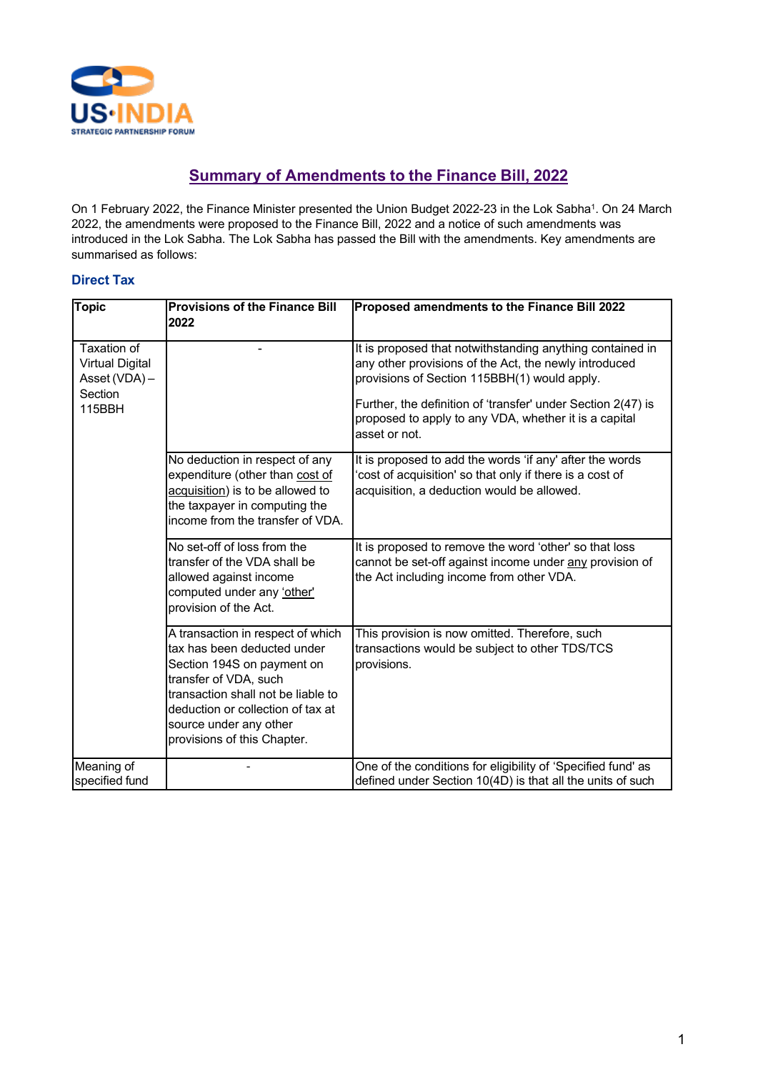# Summary of Amendments to the Finance Bill, 2022

On 1 February 2022, the Finance Minister presented the Union Budget 2022-23 in the Lok Sabha[1]. On 24 March 2022, the amendments were proposed to the Finance Bill, 2022 and a notice of such amendments was introduced in the Lok Sabha. The Lok Sabha has passed the Bill with the amendments. Key amendments are summarised as follows:

## Direct Tax

| Topic | Provisions of the Finance Bill 2022 | Proposed amendments to the Finance Bill 2022 |
|---|---|---|
| Taxation of Virtual Digital Asset (VDA) – Section 115BBH | - | It is proposed that notwithstanding anything contained in any other provisions of the Act, the newly introduced provisions of Section 115BBH(1) would apply.<br><br>Further, the definition of 'transfer' under Section 2(47) is proposed to apply to any VDA, whether it is a capital asset or not. |
| | No deduction in respect of any expenditure (other than cost of acquisition) is to be allowed to the taxpayer in computing the income from the transfer of VDA. | It is proposed to add the words 'if any' after the words 'cost of acquisition' so that only if there is a cost of acquisition, a deduction would be allowed. |
| | No set-off of loss from the transfer of the VDA shall be allowed against income computed under any 'other' provision of the Act. | It is proposed to remove the word 'other' so that loss cannot be set-off against income under any provision of the Act including income from other VDA. |
| | A transaction in respect of which tax has been deducted under Section 194S on payment on transfer of VDA, such transaction shall not be liable to deduction or collection of tax at source under any other provisions of this Chapter. | This provision is now omitted. Therefore, such transactions would be subject to other TDS/TCS provisions. |
| Meaning of specified fund | - | One of the conditions for eligibility of 'Specified fund' as defined under Section 10(4D) is that all the units of such |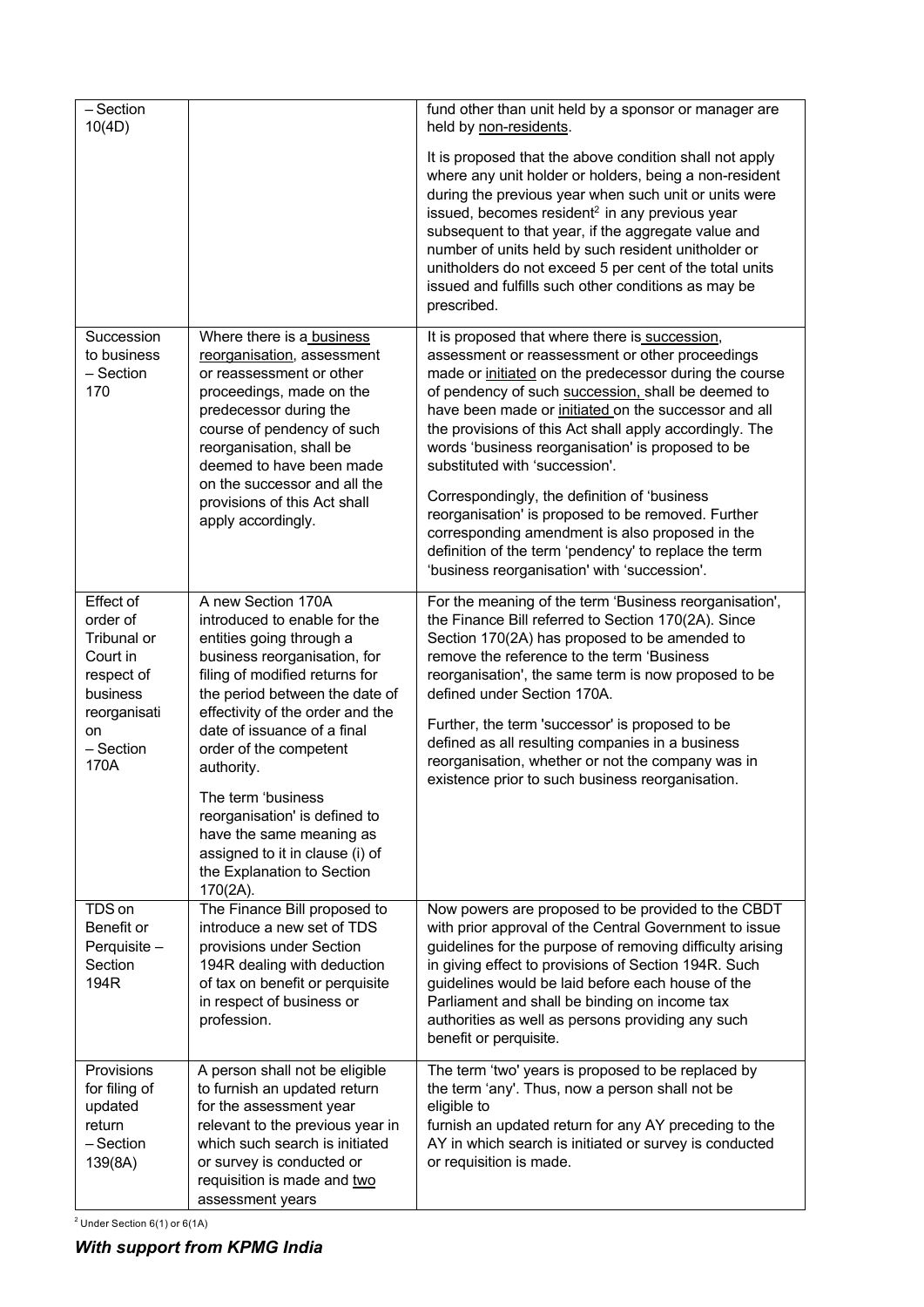| – Section 10(4D) | | fund other than unit held by a sponsor or manager are held by non-residents.<br><br>It is proposed that the above condition shall not apply where any unit holder or holders, being a non-resident during the previous year when such unit or units were issued, becomes resident[2] in any previous year subsequent to that year, if the aggregate value and number of units held by such resident unitholder or unitholders do not exceed 5 per cent of the total units issued and fulfills such other conditions as may be prescribed. |
|---|---|---|
| Succession to business – Section 170 | Where there is a business reorganisation, assessment or reassessment or other proceedings, made on the predecessor during the course of pendency of such reorganisation, shall be deemed to have been made on the successor and all the provisions of this Act shall apply accordingly. | It is proposed that where there is succession, assessment or reassessment or other proceedings made or initiated on the predecessor during the course of pendency of such succession, shall be deemed to have been made or initiated on the successor and all the provisions of this Act shall apply accordingly. The words 'business reorganisation' is proposed to be substituted with 'succession'.<br><br>Correspondingly, the definition of 'business reorganisation' is proposed to be removed. Further corresponding amendment is also proposed in the definition of the term 'pendency' to replace the term 'business reorganisation' with 'succession'. |
| Effect of order of Tribunal or Court in respect of business reorganisation – Section 170A | A new Section 170A introduced to enable for the entities going through a business reorganisation, for filing of modified returns for the period between the date of effectivity of the order and the date of issuance of a final order of the competent authority.<br><br>The term 'business reorganisation' is defined to have the same meaning as assigned to it in clause (i) of the Explanation to Section 170(2A). | For the meaning of the term 'Business reorganisation', the Finance Bill referred to Section 170(2A). Since Section 170(2A) has proposed to be amended to remove the reference to the term 'Business reorganisation', the same term is now proposed to be defined under Section 170A.<br><br>Further, the term 'successor' is proposed to be defined as all resulting companies in a business reorganisation, whether or not the company was in existence prior to such business reorganisation. |
| TDS on Benefit or Perquisite – Section 194R | The Finance Bill proposed to introduce a new set of TDS provisions under Section 194R dealing with deduction of tax on benefit or perquisite in respect of business or profession. | Now powers are proposed to be provided to the CBDT with prior approval of the Central Government to issue guidelines for the purpose of removing difficulty arising in giving effect to provisions of Section 194R. Such guidelines would be laid before each house of the Parliament and shall be binding on income tax authorities as well as persons providing any such benefit or perquisite. |
| Provisions for filing of updated return – Section 139(8A) | A person shall not be eligible to furnish an updated return for the assessment year relevant to the previous year in which such search is initiated or survey is conducted or requisition is made and two assessment years | The term 'two' years is proposed to be replaced by the term 'any'. Thus, now a person shall not be eligible to furnish an updated return for any AY preceding to the AY in which search is initiated or survey is conducted or requisition is made. |

[2] Under Section 6(1) or 6(1A)

***With support from KPMG India***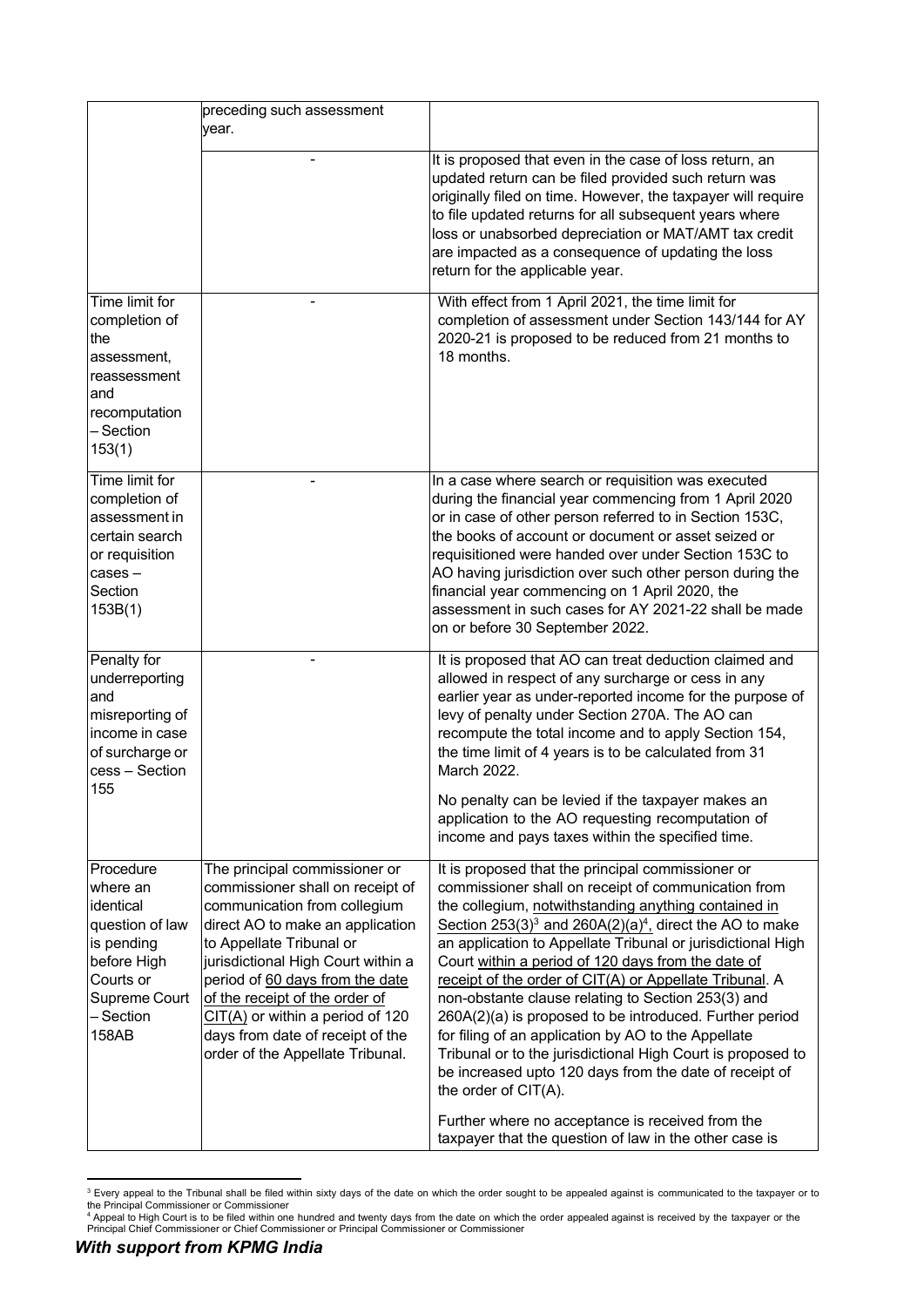|  |  |  |
|---|---|---|
|  | preceding such assessment year. |  |
|  | - | It is proposed that even in the case of loss return, an updated return can be filed provided such return was originally filed on time. However, the taxpayer will require to file updated returns for all subsequent years where loss or unabsorbed depreciation or MAT/AMT tax credit are impacted as a consequence of updating the loss return for the applicable year. |
| Time limit for completion of the assessment, reassessment and recomputation – Section 153(1) | - | With effect from 1 April 2021, the time limit for completion of assessment under Section 143/144 for AY 2020-21 is proposed to be reduced from 21 months to 18 months. |
| Time limit for completion of assessment in certain search or requisition cases – Section 153B(1) | - | In a case where search or requisition was executed during the financial year commencing from 1 April 2020 or in case of other person referred to in Section 153C, the books of account or document or asset seized or requisitioned were handed over under Section 153C to AO having jurisdiction over such other person during the financial year commencing on 1 April 2020, the assessment in such cases for AY 2021-22 shall be made on or before 30 September 2022. |
| Penalty for underreporting and misreporting of income in case of surcharge or cess – Section 155 | - | It is proposed that AO can treat deduction claimed and allowed in respect of any surcharge or cess in any earlier year as under-reported income for the purpose of levy of penalty under Section 270A. The AO can recompute the total income and to apply Section 154, the time limit of 4 years is to be calculated from 31 March 2022.<br><br>No penalty can be levied if the taxpayer makes an application to the AO requesting recomputation of income and pays taxes within the specified time. |
| Procedure where an identical question of law is pending before High Courts or Supreme Court – Section 158AB | The principal commissioner or commissioner shall on receipt of communication from collegium direct AO to make an application to Appellate Tribunal or jurisdictional High Court within a period of <u>60 days from the date of the receipt of the order of CIT(A)</u> or within a period of 120 days from date of receipt of the order of the Appellate Tribunal. | It is proposed that the principal commissioner or commissioner shall on receipt of communication from the collegium, <u>notwithstanding anything contained in Section 253(3)[3] and 260A(2)(a)[4]</u>, direct the AO to make an application to Appellate Tribunal or jurisdictional High Court <u>within a period of 120 days from the date of receipt of the order of CIT(A) or Appellate Tribunal</u>. A non-obstante clause relating to Section 253(3) and 260A(2)(a) is proposed to be introduced. Further period for filing of an application by AO to the Appellate Tribunal or to the jurisdictional High Court is proposed to be increased upto 120 days from the date of receipt of the order of CIT(A).<br><br>Further where no acceptance is received from the taxpayer that the question of law in the other case is |

[3] Every appeal to the Tribunal shall be filed within sixty days of the date on which the order sought to be appealed against is communicated to the taxpayer or to the Principal Commissioner or Commissioner

[4] Appeal to High Court is to be filed within one hundred and twenty days from the date on which the order appealed against is received by the taxpayer or the Principal Chief Commissioner or Chief Commissioner or Principal Commissioner or Commissioner

***With support from KPMG India***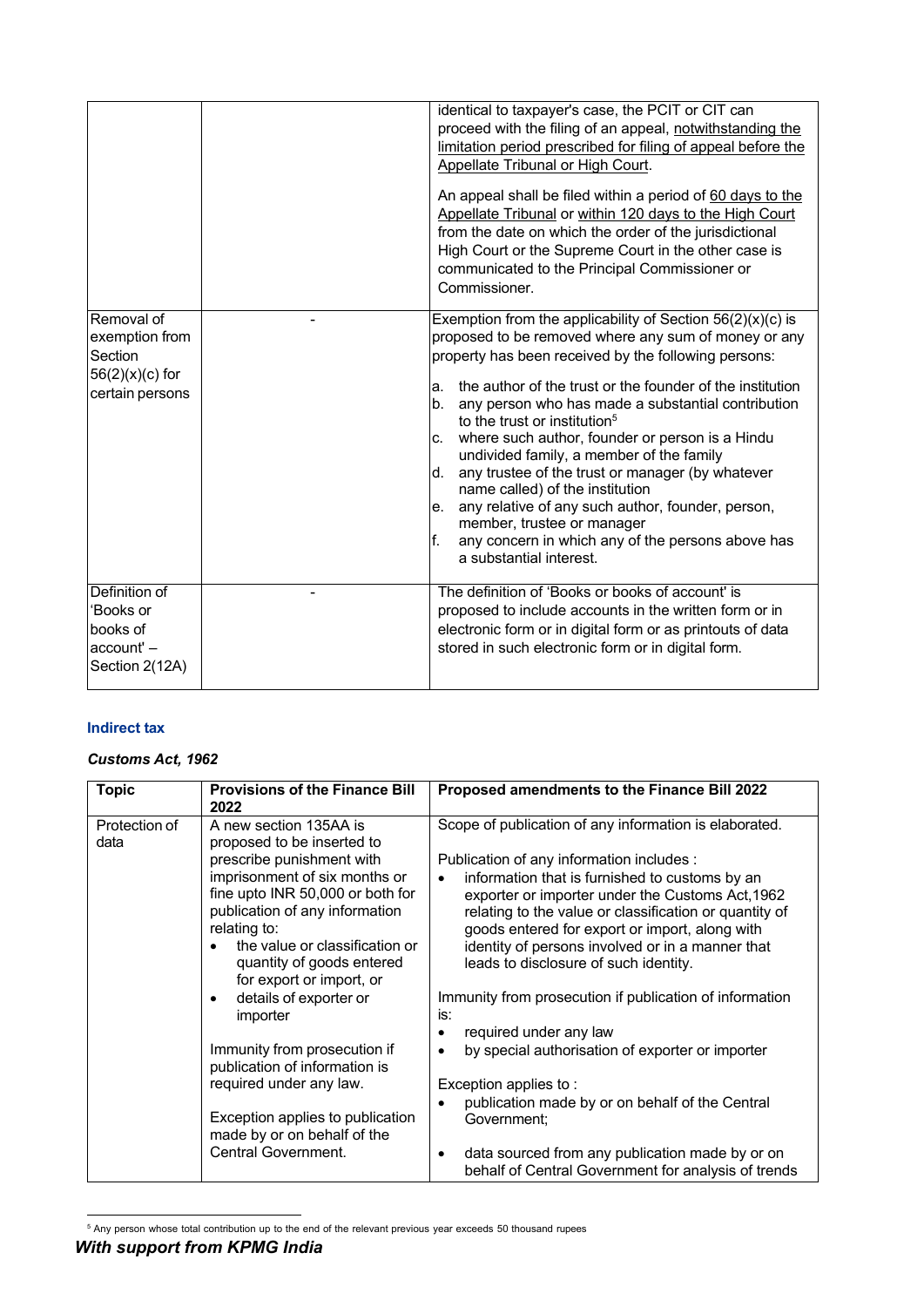| | | |
|---|---|---|
| | | identical to taxpayer's case, the PCIT or CIT can proceed with the filing of an appeal, notwithstanding the limitation period prescribed for filing of appeal before the Appellate Tribunal or High Court.<br><br>An appeal shall be filed within a period of 60 days to the Appellate Tribunal or within 120 days to the High Court from the date on which the order of the jurisdictional High Court or the Supreme Court in the other case is communicated to the Principal Commissioner or Commissioner. |
| Removal of exemption from Section 56(2)(x)(c) for certain persons | - | Exemption from the applicability of Section 56(2)(x)(c) is proposed to be removed where any sum of money or any property has been received by the following persons:<br><br>a. the author of the trust or the founder of the institution<br>b. any person who has made a substantial contribution to the trust or institution[5]<br>c. where such author, founder or person is a Hindu undivided family, a member of the family<br>d. any trustee of the trust or manager (by whatever name called) of the institution<br>e. any relative of any such author, founder, person, member, trustee or manager<br>f. any concern in which any of the persons above has a substantial interest. |
| Definition of 'Books or books of account' – Section 2(12A) | - | The definition of 'Books or books of account' is proposed to include accounts in the written form or in electronic form or in digital form or as printouts of data stored in such electronic form or in digital form. |

### Indirect tax

#### *Customs Act, 1962*

| Topic | Provisions of the Finance Bill 2022 | Proposed amendments to the Finance Bill 2022 |
|---|---|---|
| Protection of data | A new section 135AA is proposed to be inserted to prescribe punishment with imprisonment of six months or fine upto INR 50,000 or both for publication of any information relating to:<br>• the value or classification or quantity of goods entered for export or import, or<br>• details of exporter or importer<br><br>Immunity from prosecution if publication of information is required under any law.<br><br>Exception applies to publication made by or on behalf of the Central Government. | Scope of publication of any information is elaborated.<br><br>Publication of any information includes :<br>• information that is furnished to customs by an exporter or importer under the Customs Act,1962 relating to the value or classification or quantity of goods entered for export or import, along with identity of persons involved or in a manner that leads to disclosure of such identity.<br><br>Immunity from prosecution if publication of information is:<br>• required under any law<br>• by special authorisation of exporter or importer<br><br>Exception applies to :<br>• publication made by or on behalf of the Central Government;<br>• data sourced from any publication made by or on behalf of Central Government for analysis of trends |

[5] Any person whose total contribution up to the end of the relevant previous year exceeds 50 thousand rupees

***With support from KPMG India***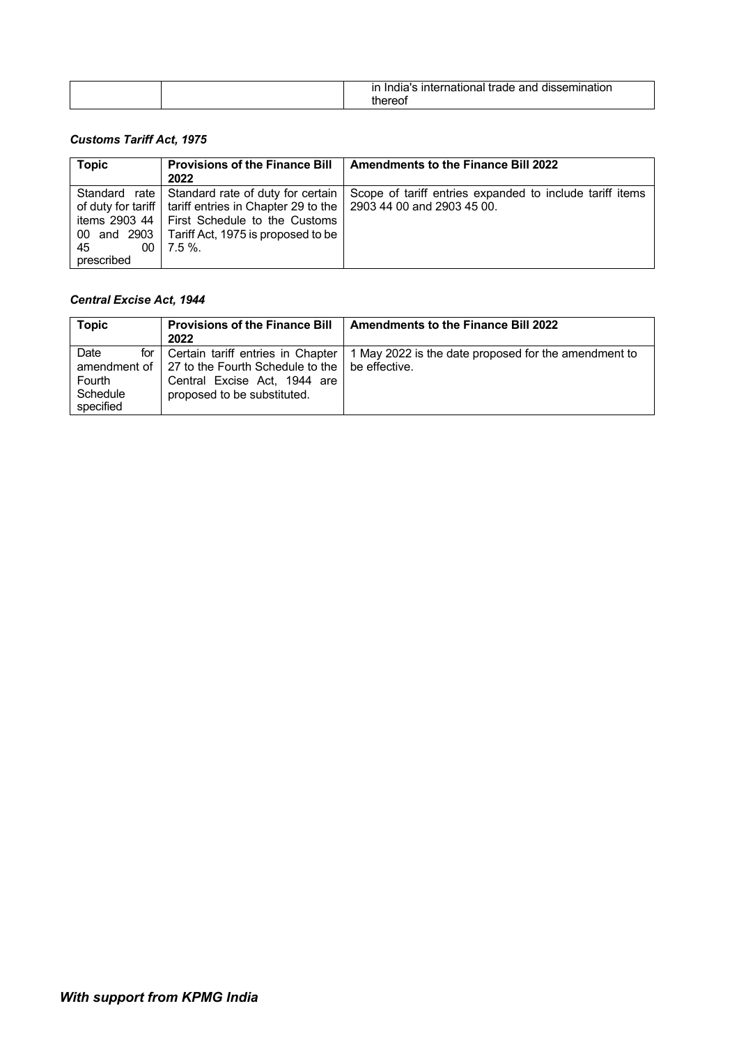| | | |
|---|---|---|
| | | in India's international trade and dissemination thereof |

*Customs Tariff Act, 1975*

| Topic | Provisions of the Finance Bill 2022 | Amendments to the Finance Bill 2022 |
|---|---|---|
| Standard rate of duty for tariff items 2903 44 00 and 2903 45 00 prescribed | Standard rate of duty for certain tariff entries in Chapter 29 to the First Schedule to the Customs Tariff Act, 1975 is proposed to be 7.5 %. | Scope of tariff entries expanded to include tariff items 2903 44 00 and 2903 45 00. |

*Central Excise Act, 1944*

| Topic | Provisions of the Finance Bill 2022 | Amendments to the Finance Bill 2022 |
|---|---|---|
| Date for amendment of Fourth Schedule specified | Certain tariff entries in Chapter 27 to the Fourth Schedule to the Central Excise Act, 1944 are proposed to be substituted. | 1 May 2022 is the date proposed for the amendment to be effective. |

***With support from KPMG India***